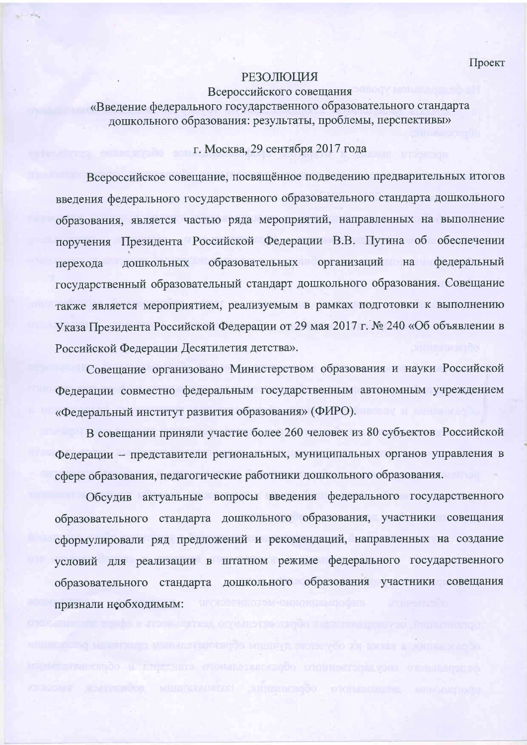Проект

# РЕЗОЛЮЦИЯ

## Всероссийского совещания
## «Введение федерального государственного образовательного стандарта дошкольного образования: результаты, проблемы, перспективы»

г. Москва, 29 сентября 2017 года

Всероссийское совещание, посвящённое подведению предварительных итогов введения федерального государственного образовательного стандарта дошкольного образования, является частью ряда мероприятий, направленных на выполнение поручения Президента Российской Федерации В.В. Путина об обеспечении перехода дошкольных образовательных организаций на федеральный государственный образовательный стандарт дошкольного образования. Совещание также является мероприятием, реализуемым в рамках подготовки к выполнению Указа Президента Российской Федерации от 29 мая 2017 г. № 240 «Об объявлении в Российской Федерации Десятилетия детства».

Совещание организовано Министерством образования и науки Российской Федерации совместно федеральным государственным автономным учреждением «Федеральный институт развития образования» (ФИРО).

В совещании приняли участие более 260 человек из 80 субъектов Российской Федерации – представители региональных, муниципальных органов управления в сфере образования, педагогические работники дошкольного образования.

Обсудив актуальные вопросы введения федерального государственного образовательного стандарта дошкольного образования, участники совещания сформулировали ряд предложений и рекомендаций, направленных на создание условий для реализации в штатном режиме федерального государственного образовательного стандарта дошкольного образования участники совещания признали необходимым: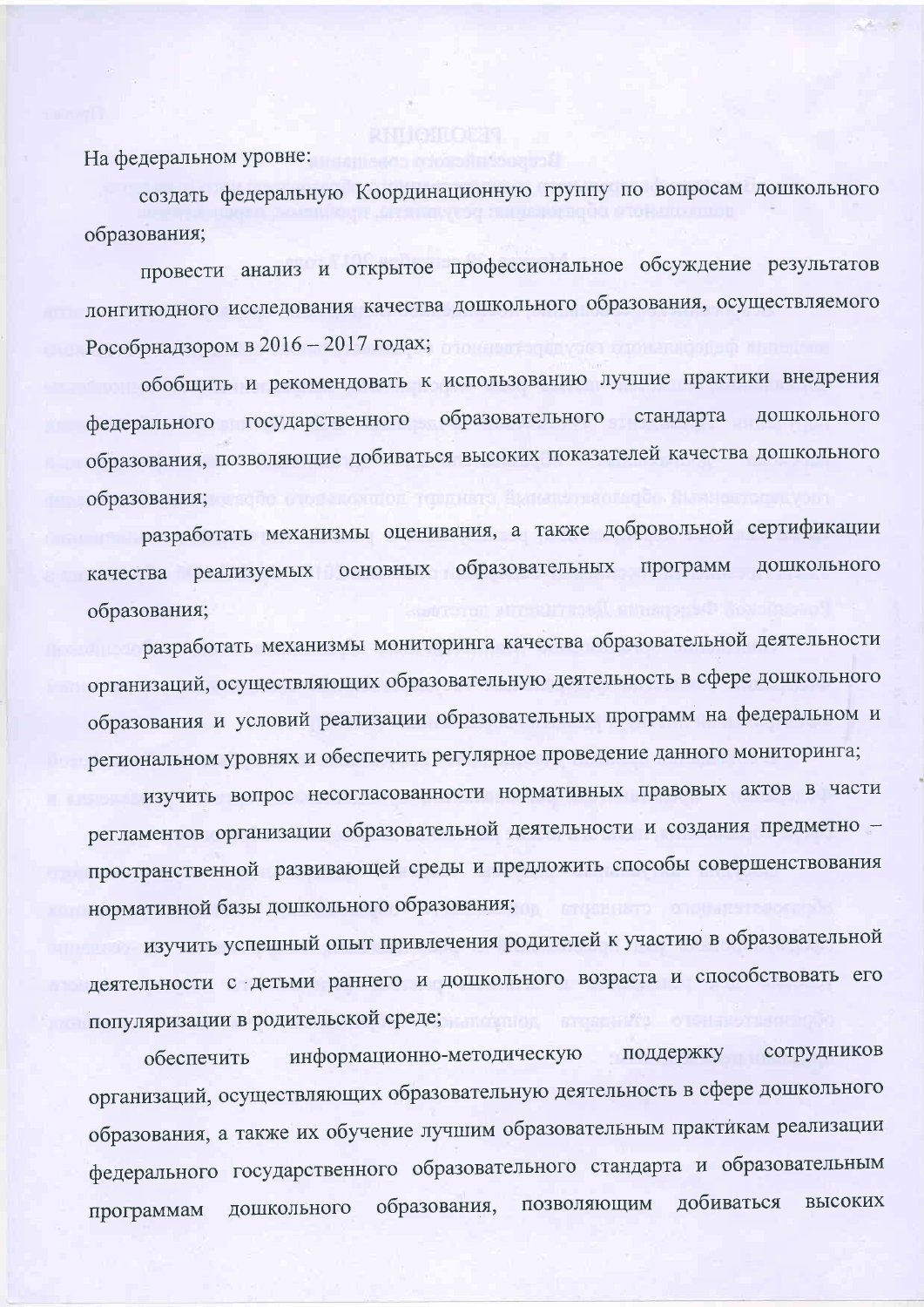На федеральном уровне:

создать федеральную Координационную группу по вопросам дошкольного образования;

провести анализ и открытое профессиональное обсуждение результатов лонгитюдного исследования качества дошкольного образования, осуществляемого Рособрнадзором в 2016 – 2017 годах;

обобщить и рекомендовать к использованию лучшие практики внедрения федерального государственного образовательного стандарта дошкольного образования, позволяющие добиваться высоких показателей качества дошкольного образования;

разработать механизмы оценивания, а также добровольной сертификации качества реализуемых основных образовательных программ дошкольного образования;

разработать механизмы мониторинга качества образовательной деятельности организаций, осуществляющих образовательную деятельность в сфере дошкольного образования и условий реализации образовательных программ на федеральном и региональном уровнях и обеспечить регулярное проведение данного мониторинга;

изучить вопрос несогласованности нормативных правовых актов в части регламентов организации образовательной деятельности и создания предметно – пространственной развивающей среды и предложить способы совершенствования нормативной базы дошкольного образования;

изучить успешный опыт привлечения родителей к участию в образовательной деятельности с детьми раннего и дошкольного возраста и способствовать его популяризации в родительской среде;

обеспечить информационно-методическую поддержку сотрудников организаций, осуществляющих образовательную деятельность в сфере дошкольного образования, а также их обучение лучшим образовательным практикам реализации федерального государственного образовательного стандарта и образовательным программам дошкольного образования, позволяющим добиваться высоких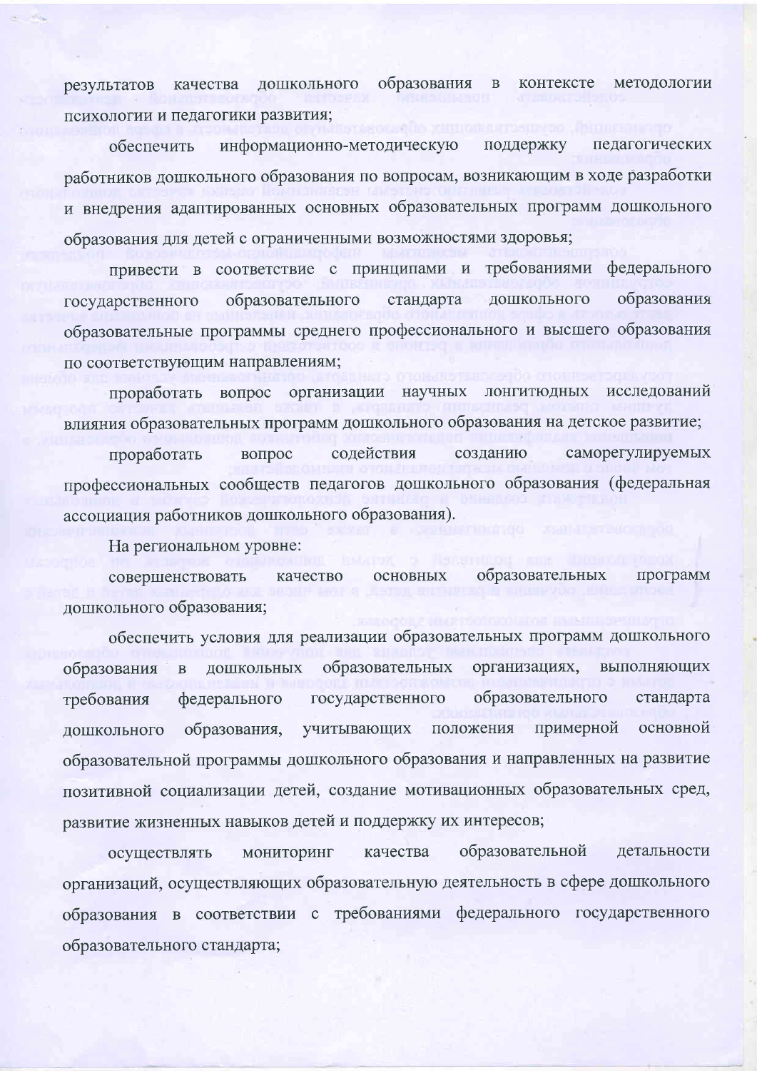результатов качества дошкольного образования в контексте методологии психологии и педагогики развития;

обеспечить информационно-методическую поддержку педагогических работников дошкольного образования по вопросам, возникающим в ходе разработки и внедрения адаптированных основных образовательных программ дошкольного образования для детей с ограниченными возможностями здоровья;

привести в соответствие с принципами и требованиями федерального государственного образовательного стандарта дошкольного образования образовательные программы среднего профессионального и высшего образования по соответствующим направлениям;

проработать вопрос организации научных лонгитюдных исследований влияния образовательных программ дошкольного образования на детское развитие;

проработать вопрос содействия созданию саморегулируемых профессиональных сообществ педагогов дошкольного образования (федеральная ассоциация работников дошкольного образования).

На региональном уровне:

совершенствовать качество основных образовательных программ дошкольного образования;

обеспечить условия для реализации образовательных программ дошкольного образования в дошкольных образовательных организациях, выполняющих требования федерального государственного образовательного стандарта дошкольного образования, учитывающих положения примерной основной образовательной программы дошкольного образования и направленных на развитие позитивной социализации детей, создание мотивационных образовательных сред, развитие жизненных навыков детей и поддержку их интересов;

осуществлять мониторинг качества образовательной детальности организаций, осуществляющих образовательную деятельность в сфере дошкольного образования в соответствии с требованиями федерального государственного образовательного стандарта;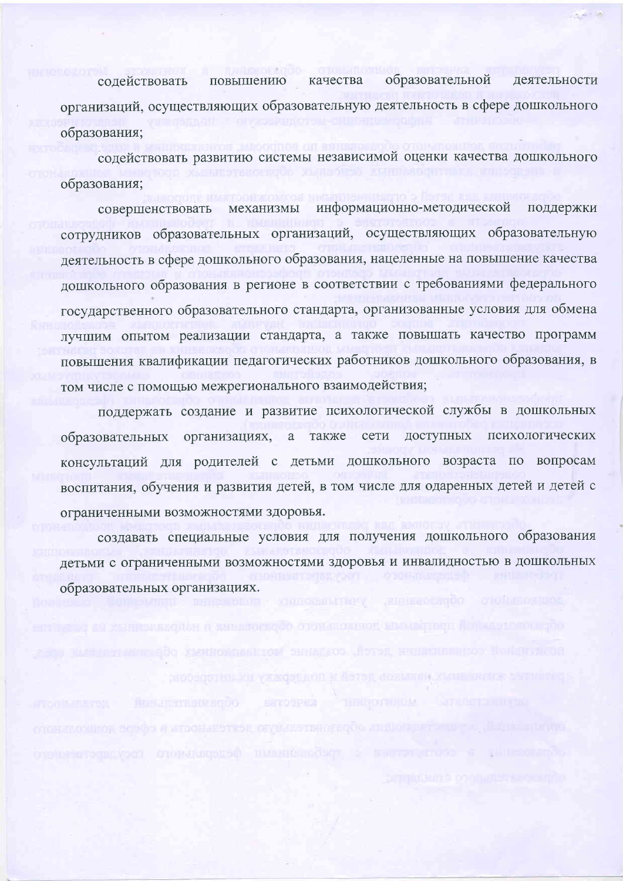содействовать повышению качества образовательной деятельности организаций, осуществляющих образовательную деятельность в сфере дошкольного образования;

содействовать развитию системы независимой оценки качества дошкольного образования;

совершенствовать механизмы информационно-методической поддержки сотрудников образовательных организаций, осуществляющих образовательную деятельность в сфере дошкольного образования, нацеленные на повышение качества дошкольного образования в регионе в соответствии с требованиями федерального государственного образовательного стандарта, организованные условия для обмена лучшим опытом реализации стандарта, а также повышать качество программ повышения квалификации педагогических работников дошкольного образования, в том числе с помощью межрегионального взаимодействия;

поддержать создание и развитие психологической службы в дошкольных образовательных организациях, а также сети доступных психологических консультаций для родителей с детьми дошкольного возраста по вопросам воспитания, обучения и развития детей, в том числе для одаренных детей и детей с ограниченными возможностями здоровья.

создавать специальные условия для получения дошкольного образования детьми с ограниченными возможностями здоровья и инвалидностью в дошкольных образовательных организациях.